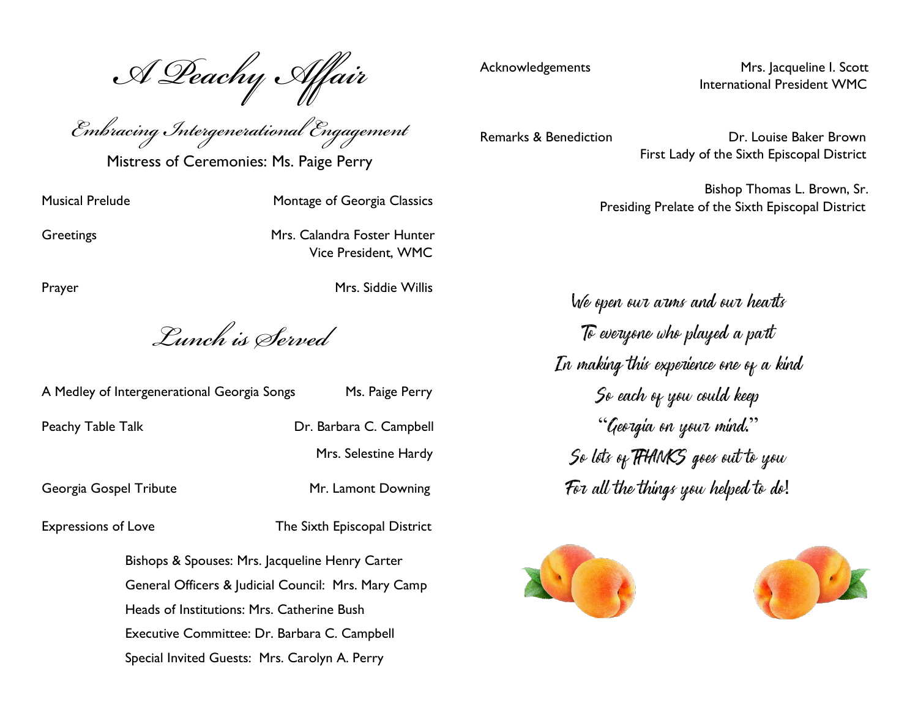# *A Peachy Affair*

## *Embracing Intergenerational Engagement*

Mistress of Ceremonies: Ms. Paige Perry

| | |
|---|---|
| Musical Prelude | Montage of Georgia Classics |
| Greetings | Mrs. Calandra Foster Hunter<br>Vice President, WMC |
| Prayer | Mrs. Siddie Willis |

## *Lunch is Served*

| | |
|---|---|
| A Medley of Intergenerational Georgia Songs | Ms. Paige Perry |
| Peachy Table Talk | Dr. Barbara C. Campbell<br>Mrs. Selestine Hardy |
| Georgia Gospel Tribute | Mr. Lamont Downing |
| Expressions of Love | The Sixth Episcopal District |

Bishops & Spouses: Mrs. Jacqueline Henry Carter
General Officers & Judicial Council: Mrs. Mary Camp
Heads of Institutions: Mrs. Catherine Bush
Executive Committee: Dr. Barbara C. Campbell
Special Invited Guests: Mrs. Carolyn A. Perry

| | |
|---|---|
| Acknowledgements | Mrs. Jacqueline I. Scott<br>International President WMC |
| Remarks & Benediction | Dr. Louise Baker Brown<br>First Lady of the Sixth Episcopal District<br><br>Bishop Thomas L. Brown, Sr.<br>Presiding Prelate of the Sixth Episcopal District |

*We open our arms and our hearts*
*To everyone who played a part*
*In making this experience one of a kind*
*So each of you could keep*
*"Georgia on your mind."*
*So lots of THANKS goes out to you*
*For all the things you helped to do!*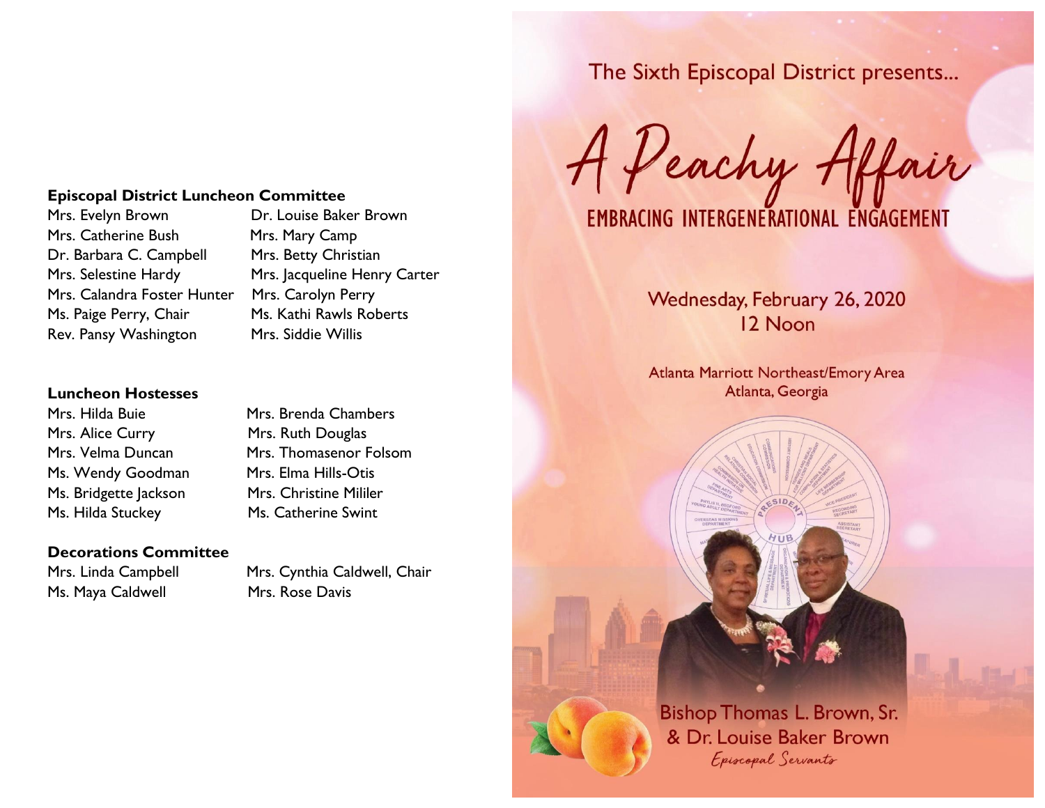**Episcopal District Luncheon Committee**

Mrs. Evelyn Brown
Dr. Louise Baker Brown
Mrs. Catherine Bush
Mrs. Mary Camp
Dr. Barbara C. Campbell
Mrs. Betty Christian
Mrs. Selestine Hardy
Mrs. Jacqueline Henry Carter
Mrs. Calandra Foster Hunter
Mrs. Carolyn Perry
Ms. Paige Perry, Chair
Ms. Kathi Rawls Roberts
Rev. Pansy Washington
Mrs. Siddie Willis

**Luncheon Hostesses**

Mrs. Hilda Buie
Mrs. Brenda Chambers
Mrs. Alice Curry
Mrs. Ruth Douglas
Mrs. Velma Duncan
Mrs. Thomasenor Folsom
Ms. Wendy Goodman
Mrs. Elma Hills-Otis
Ms. Bridgette Jackson
Mrs. Christine Mililer
Ms. Hilda Stuckey
Ms. Catherine Swint

**Decorations Committee**

Mrs. Linda Campbell
Mrs. Cynthia Caldwell, Chair
Ms. Maya Caldwell
Mrs. Rose Davis

The Sixth Episcopal District presents...

# A Peachy Affair

## EMBRACING INTERGENERATIONAL ENGAGEMENT

Wednesday, February 26, 2020
12 Noon

Atlanta Marriott Northeast/Emory Area
Atlanta, Georgia

Bishop Thomas L. Brown, Sr.
& Dr. Louise Baker Brown
*Episcopal Servants*